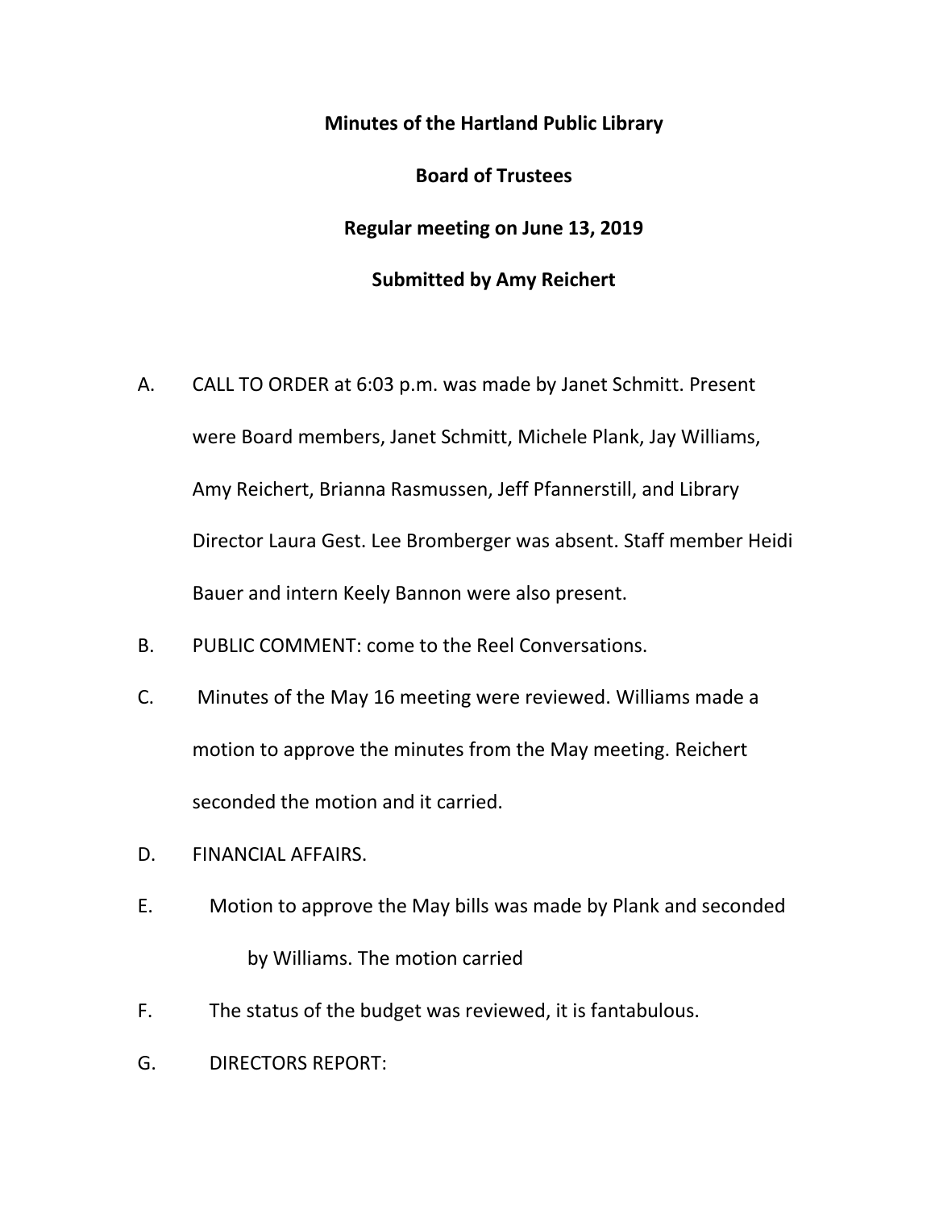**Minutes of the Hartland Public Library**

**Board of Trustees**

**Regular meeting on June 13, 2019**

**Submitted by Amy Reichert**

A. CALL TO ORDER at 6:03 p.m. was made by Janet Schmitt. Present were Board members, Janet Schmitt, Michele Plank, Jay Williams, Amy Reichert, Brianna Rasmussen, Jeff Pfannerstill, and Library Director Laura Gest. Lee Bromberger was absent. Staff member Heidi Bauer and intern Keely Bannon were also present.

B. PUBLIC COMMENT: come to the Reel Conversations.

C. Minutes of the May 16 meeting were reviewed. Williams made a motion to approve the minutes from the May meeting. Reichert seconded the motion and it carried.

D. FINANCIAL AFFAIRS.

E. Motion to approve the May bills was made by Plank and seconded by Williams. The motion carried

F. The status of the budget was reviewed, it is fantabulous.

G. DIRECTORS REPORT: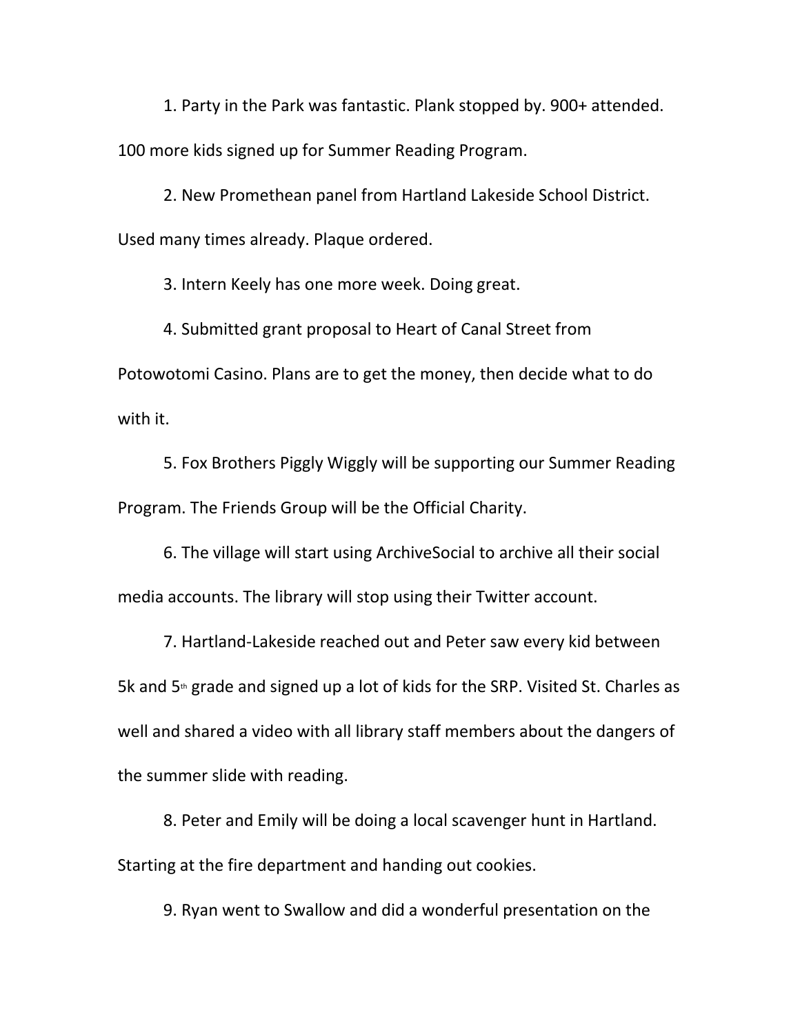1. Party in the Park was fantastic. Plank stopped by. 900+ attended. 100 more kids signed up for Summer Reading Program.

2. New Promethean panel from Hartland Lakeside School District. Used many times already. Plaque ordered.

3. Intern Keely has one more week. Doing great.

4. Submitted grant proposal to Heart of Canal Street from Potowotomi Casino. Plans are to get the money, then decide what to do with it.

5. Fox Brothers Piggly Wiggly will be supporting our Summer Reading Program. The Friends Group will be the Official Charity.

6. The village will start using ArchiveSocial to archive all their social media accounts. The library will stop using their Twitter account.

7. Hartland-Lakeside reached out and Peter saw every kid between 5k and 5th grade and signed up a lot of kids for the SRP. Visited St. Charles as well and shared a video with all library staff members about the dangers of the summer slide with reading.

8. Peter and Emily will be doing a local scavenger hunt in Hartland. Starting at the fire department and handing out cookies.

9. Ryan went to Swallow and did a wonderful presentation on the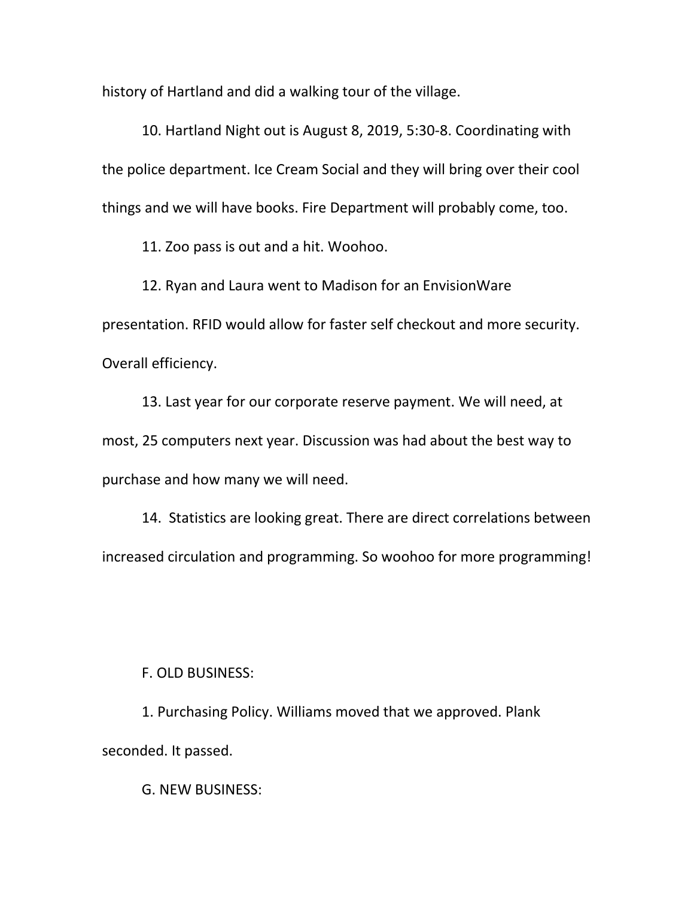history of Hartland and did a walking tour of the village.

10. Hartland Night out is August 8, 2019, 5:30-8. Coordinating with the police department. Ice Cream Social and they will bring over their cool things and we will have books. Fire Department will probably come, too.

11. Zoo pass is out and a hit. Woohoo.

12. Ryan and Laura went to Madison for an EnvisionWare presentation. RFID would allow for faster self checkout and more security. Overall efficiency.

13. Last year for our corporate reserve payment. We will need, at most, 25 computers next year. Discussion was had about the best way to purchase and how many we will need.

14. Statistics are looking great. There are direct correlations between increased circulation and programming. So woohoo for more programming!

F. OLD BUSINESS:

1. Purchasing Policy. Williams moved that we approved. Plank seconded. It passed.

G. NEW BUSINESS: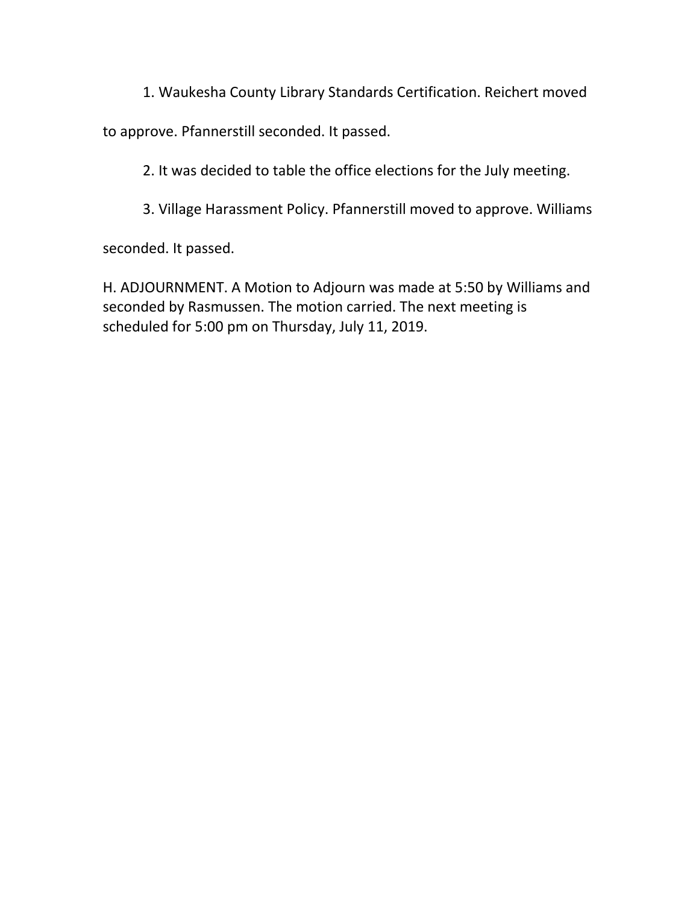1. Waukesha County Library Standards Certification. Reichert moved to approve. Pfannerstill seconded. It passed.

2. It was decided to table the office elections for the July meeting.

3. Village Harassment Policy. Pfannerstill moved to approve. Williams seconded. It passed.

H. ADJOURNMENT. A Motion to Adjourn was made at 5:50 by Williams and seconded by Rasmussen. The motion carried. The next meeting is scheduled for 5:00 pm on Thursday, July 11, 2019.